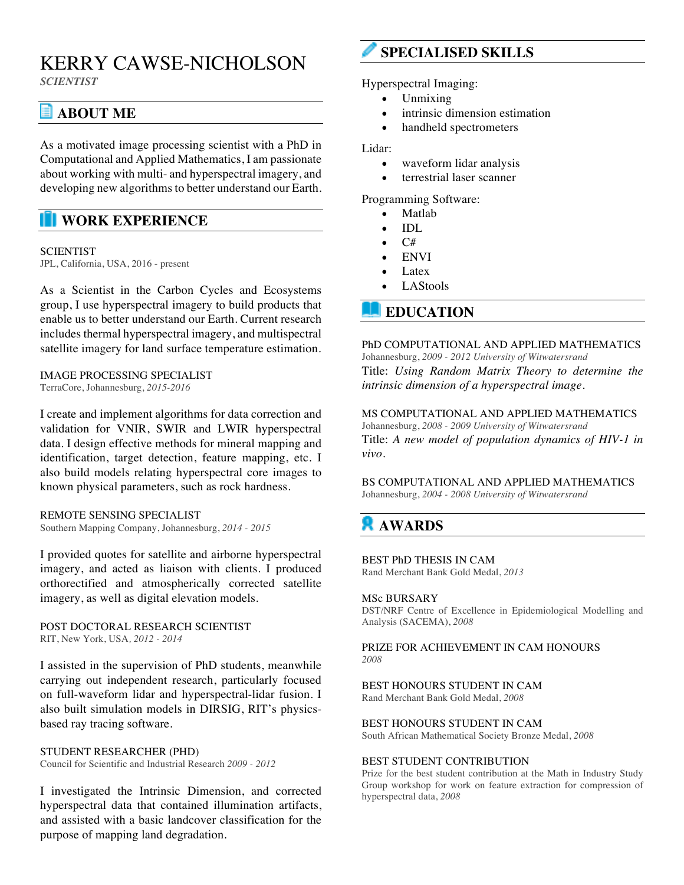# KERRY CAWSE-NICHOLSON

*SCIENTIST*

## ABOUT ME

As a motivated image processing scientist with a PhD in Computational and Applied Mathematics, I am passionate about working with multi- and hyperspectral imagery, and developing new algorithms to better understand our Earth.

## WORK EXPERIENCE

SCIENTIST
JPL, California, USA, 2016 - present

As a Scientist in the Carbon Cycles and Ecosystems group, I use hyperspectral imagery to build products that enable us to better understand our Earth. Current research includes thermal hyperspectral imagery, and multispectral satellite imagery for land surface temperature estimation.

IMAGE PROCESSING SPECIALIST
TerraCore, Johannesburg, *2015-2016*

I create and implement algorithms for data correction and validation for VNIR, SWIR and LWIR hyperspectral data. I design effective methods for mineral mapping and identification, target detection, feature mapping, etc. I also build models relating hyperspectral core images to known physical parameters, such as rock hardness.

REMOTE SENSING SPECIALIST
Southern Mapping Company, Johannesburg, *2014 - 2015*

I provided quotes for satellite and airborne hyperspectral imagery, and acted as liaison with clients. I produced orthorectified and atmospherically corrected satellite imagery, as well as digital elevation models.

POST DOCTORAL RESEARCH SCIENTIST
RIT, New York, USA, *2012 - 2014*

I assisted in the supervision of PhD students, meanwhile carrying out independent research, particularly focused on full-waveform lidar and hyperspectral-lidar fusion. I also built simulation models in DIRSIG, RIT's physics-based ray tracing software.

STUDENT RESEARCHER (PHD)
Council for Scientific and Industrial Research *2009 - 2012*

I investigated the Intrinsic Dimension, and corrected hyperspectral data that contained illumination artifacts, and assisted with a basic landcover classification for the purpose of mapping land degradation.

## SPECIALISED SKILLS

Hyperspectral Imaging:

- Unmixing
- intrinsic dimension estimation
- handheld spectrometers

Lidar:

- waveform lidar analysis
- terrestrial laser scanner

Programming Software:

- Matlab
- IDL
- C#
- ENVI
- Latex
- LAStools

## EDUCATION

PhD COMPUTATIONAL AND APPLIED MATHEMATICS
Johannesburg, *2009 - 2012 University of Witwatersrand*
Title: *Using Random Matrix Theory to determine the intrinsic dimension of a hyperspectral image.*

MS COMPUTATIONAL AND APPLIED MATHEMATICS
Johannesburg, *2008 - 2009 University of Witwatersrand*
Title: *A new model of population dynamics of HIV-1 in vivo.*

BS COMPUTATIONAL AND APPLIED MATHEMATICS
Johannesburg, *2004 - 2008 University of Witwatersrand*

## AWARDS

BEST PhD THESIS IN CAM
Rand Merchant Bank Gold Medal, *2013*

MSc BURSARY
DST/NRF Centre of Excellence in Epidemiological Modelling and Analysis (SACEMA), *2008*

PRIZE FOR ACHIEVEMENT IN CAM HONOURS
*2008*

BEST HONOURS STUDENT IN CAM
Rand Merchant Bank Gold Medal, *2008*

BEST HONOURS STUDENT IN CAM
South African Mathematical Society Bronze Medal, *2008*

BEST STUDENT CONTRIBUTION
Prize for the best student contribution at the Math in Industry Study Group workshop for work on feature extraction for compression of hyperspectral data, *2008*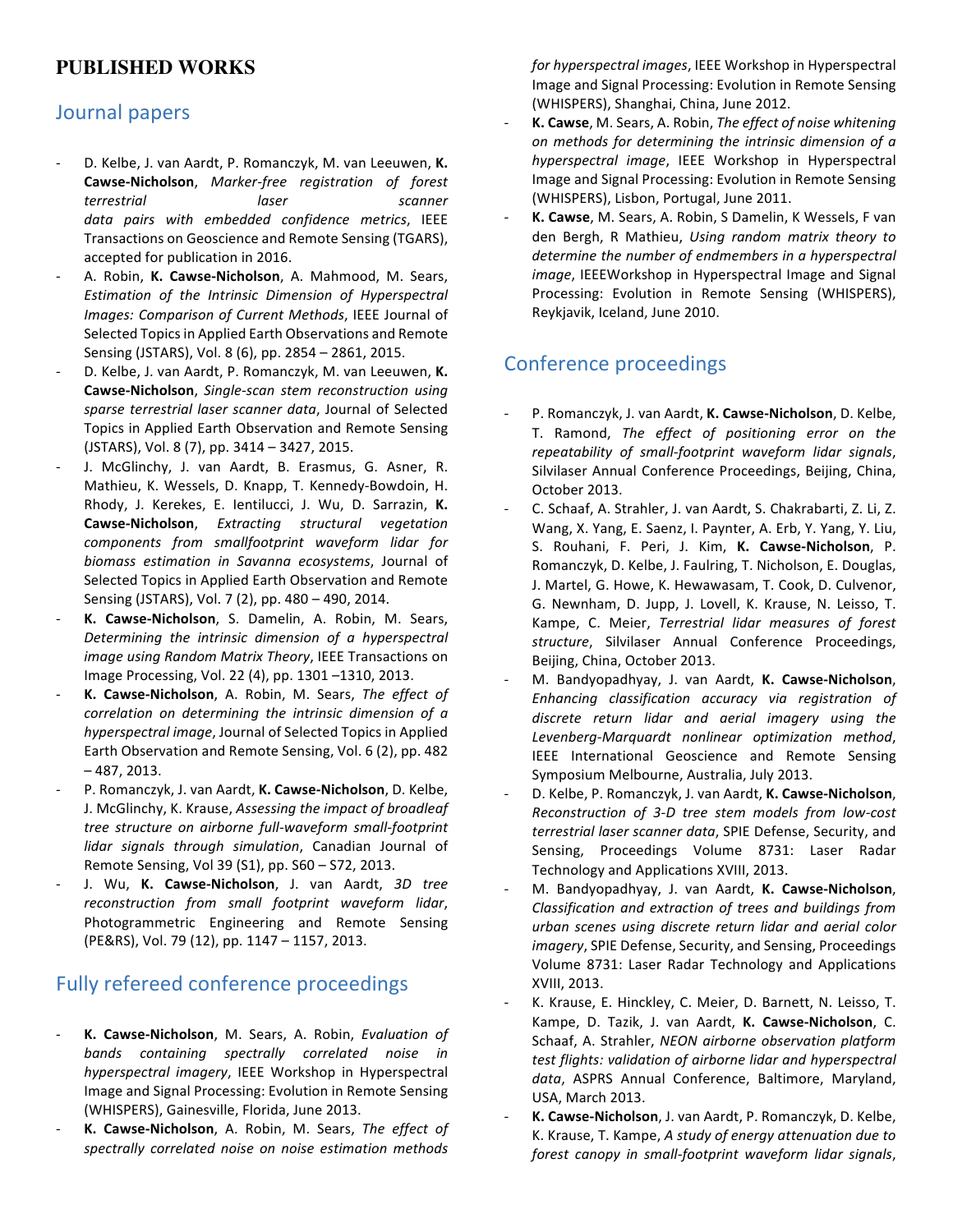# PUBLISHED WORKS

## Journal papers

- D. Kelbe, J. van Aardt, P. Romanczyk, M. van Leeuwen, **K. Cawse-Nicholson**, *Marker-free registration of forest terrestrial laser scanner data pairs with embedded confidence metrics*, IEEE Transactions on Geoscience and Remote Sensing (TGARS), accepted for publication in 2016.
- A. Robin, **K. Cawse-Nicholson**, A. Mahmood, M. Sears, *Estimation of the Intrinsic Dimension of Hyperspectral Images: Comparison of Current Methods*, IEEE Journal of Selected Topics in Applied Earth Observations and Remote Sensing (JSTARS), Vol. 8 (6), pp. 2854 – 2861, 2015.
- D. Kelbe, J. van Aardt, P. Romanczyk, M. van Leeuwen, **K. Cawse-Nicholson**, *Single-scan stem reconstruction using sparse terrestrial laser scanner data*, Journal of Selected Topics in Applied Earth Observation and Remote Sensing (JSTARS), Vol. 8 (7), pp. 3414 – 3427, 2015.
- J. McGlinchy, J. van Aardt, B. Erasmus, G. Asner, R. Mathieu, K. Wessels, D. Knapp, T. Kennedy-Bowdoin, H. Rhody, J. Kerekes, E. Ientilucci, J. Wu, D. Sarrazin, **K. Cawse-Nicholson**, *Extracting structural vegetation components from smallfootprint waveform lidar for biomass estimation in Savanna ecosystems*, Journal of Selected Topics in Applied Earth Observation and Remote Sensing (JSTARS), Vol. 7 (2), pp. 480 – 490, 2014.
- **K. Cawse-Nicholson**, S. Damelin, A. Robin, M. Sears, *Determining the intrinsic dimension of a hyperspectral image using Random Matrix Theory*, IEEE Transactions on Image Processing, Vol. 22 (4), pp. 1301 –1310, 2013.
- **K. Cawse-Nicholson**, A. Robin, M. Sears, *The effect of correlation on determining the intrinsic dimension of a hyperspectral image*, Journal of Selected Topics in Applied Earth Observation and Remote Sensing, Vol. 6 (2), pp. 482 – 487, 2013.
- P. Romanczyk, J. van Aardt, **K. Cawse-Nicholson**, D. Kelbe, J. McGlinchy, K. Krause, *Assessing the impact of broadleaf tree structure on airborne full-waveform small-footprint lidar signals through simulation*, Canadian Journal of Remote Sensing, Vol 39 (S1), pp. S60 – S72, 2013.
- J. Wu, **K. Cawse-Nicholson**, J. van Aardt, *3D tree reconstruction from small footprint waveform lidar*, Photogrammetric Engineering and Remote Sensing (PE&RS), Vol. 79 (12), pp. 1147 – 1157, 2013.

## Fully refereed conference proceedings

- **K. Cawse-Nicholson**, M. Sears, A. Robin, *Evaluation of bands containing spectrally correlated noise in hyperspectral imagery*, IEEE Workshop in Hyperspectral Image and Signal Processing: Evolution in Remote Sensing (WHISPERS), Gainesville, Florida, June 2013.
- **K. Cawse-Nicholson**, A. Robin, M. Sears, *The effect of spectrally correlated noise on noise estimation methods for hyperspectral images*, IEEE Workshop in Hyperspectral Image and Signal Processing: Evolution in Remote Sensing (WHISPERS), Shanghai, China, June 2012.
- **K. Cawse**, M. Sears, A. Robin, *The effect of noise whitening on methods for determining the intrinsic dimension of a hyperspectral image*, IEEE Workshop in Hyperspectral Image and Signal Processing: Evolution in Remote Sensing (WHISPERS), Lisbon, Portugal, June 2011.
- **K. Cawse**, M. Sears, A. Robin, S Damelin, K Wessels, F van den Bergh, R Mathieu, *Using random matrix theory to determine the number of endmembers in a hyperspectral image*, IEEEWorkshop in Hyperspectral Image and Signal Processing: Evolution in Remote Sensing (WHISPERS), Reykjavik, Iceland, June 2010.

## Conference proceedings

- P. Romanczyk, J. van Aardt, **K. Cawse-Nicholson**, D. Kelbe, T. Ramond, *The effect of positioning error on the repeatability of small-footprint waveform lidar signals*, Silvilaser Annual Conference Proceedings, Beijing, China, October 2013.
- C. Schaaf, A. Strahler, J. van Aardt, S. Chakrabarti, Z. Li, Z. Wang, X. Yang, E. Saenz, I. Paynter, A. Erb, Y. Yang, Y. Liu, S. Rouhani, F. Peri, J. Kim, **K. Cawse-Nicholson**, P. Romanczyk, D. Kelbe, J. Faulring, T. Nicholson, E. Douglas, J. Martel, G. Howe, K. Hewawasam, T. Cook, D. Culvenor, G. Newnham, D. Jupp, J. Lovell, K. Krause, N. Leisso, T. Kampe, C. Meier, *Terrestrial lidar measures of forest structure*, Silvilaser Annual Conference Proceedings, Beijing, China, October 2013.
- M. Bandyopadhyay, J. van Aardt, **K. Cawse-Nicholson**, *Enhancing classification accuracy via registration of discrete return lidar and aerial imagery using the Levenberg-Marquardt nonlinear optimization method*, IEEE International Geoscience and Remote Sensing Symposium Melbourne, Australia, July 2013.
- D. Kelbe, P. Romanczyk, J. van Aardt, **K. Cawse-Nicholson**, *Reconstruction of 3-D tree stem models from low-cost terrestrial laser scanner data*, SPIE Defense, Security, and Sensing, Proceedings Volume 8731: Laser Radar Technology and Applications XVIII, 2013.
- M. Bandyopadhyay, J. van Aardt, **K. Cawse-Nicholson**, *Classification and extraction of trees and buildings from urban scenes using discrete return lidar and aerial color imagery*, SPIE Defense, Security, and Sensing, Proceedings Volume 8731: Laser Radar Technology and Applications XVIII, 2013.
- K. Krause, E. Hinckley, C. Meier, D. Barnett, N. Leisso, T. Kampe, D. Tazik, J. van Aardt, **K. Cawse-Nicholson**, C. Schaaf, A. Strahler, *NEON airborne observation platform test flights: validation of airborne lidar and hyperspectral data*, ASPRS Annual Conference, Baltimore, Maryland, USA, March 2013.
- **K. Cawse-Nicholson**, J. van Aardt, P. Romanczyk, D. Kelbe, K. Krause, T. Kampe, *A study of energy attenuation due to forest canopy in small-footprint waveform lidar signals*,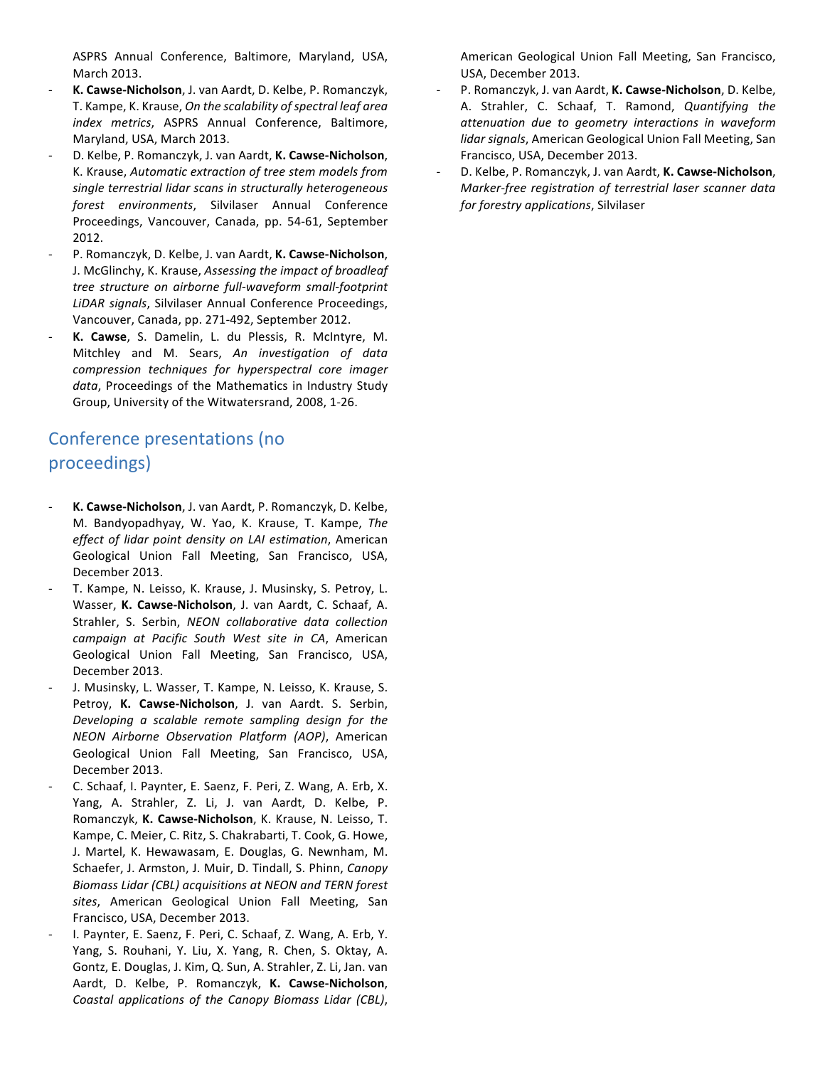ASPRS Annual Conference, Baltimore, Maryland, USA, March 2013.

- **K. Cawse-Nicholson**, J. van Aardt, D. Kelbe, P. Romanczyk, T. Kampe, K. Krause, *On the scalability of spectral leaf area index metrics*, ASPRS Annual Conference, Baltimore, Maryland, USA, March 2013.
- D. Kelbe, P. Romanczyk, J. van Aardt, **K. Cawse-Nicholson**, K. Krause, *Automatic extraction of tree stem models from single terrestrial lidar scans in structurally heterogeneous forest environments*, Silvilaser Annual Conference Proceedings, Vancouver, Canada, pp. 54-61, September 2012.
- P. Romanczyk, D. Kelbe, J. van Aardt, **K. Cawse-Nicholson**, J. McGlinchy, K. Krause, *Assessing the impact of broadleaf tree structure on airborne full-waveform small-footprint LiDAR signals*, Silvilaser Annual Conference Proceedings, Vancouver, Canada, pp. 271-492, September 2012.
- **K. Cawse**, S. Damelin, L. du Plessis, R. McIntyre, M. Mitchley and M. Sears, *An investigation of data compression techniques for hyperspectral core imager data*, Proceedings of the Mathematics in Industry Study Group, University of the Witwatersrand, 2008, 1-26.

## Conference presentations (no proceedings)

- **K. Cawse-Nicholson**, J. van Aardt, P. Romanczyk, D. Kelbe, M. Bandyopadhyay, W. Yao, K. Krause, T. Kampe, *The effect of lidar point density on LAI estimation*, American Geological Union Fall Meeting, San Francisco, USA, December 2013.
- T. Kampe, N. Leisso, K. Krause, J. Musinsky, S. Petroy, L. Wasser, **K. Cawse-Nicholson**, J. van Aardt, C. Schaaf, A. Strahler, S. Serbin, *NEON collaborative data collection campaign at Pacific South West site in CA*, American Geological Union Fall Meeting, San Francisco, USA, December 2013.
- J. Musinsky, L. Wasser, T. Kampe, N. Leisso, K. Krause, S. Petroy, **K. Cawse-Nicholson**, J. van Aardt. S. Serbin, *Developing a scalable remote sampling design for the NEON Airborne Observation Platform (AOP)*, American Geological Union Fall Meeting, San Francisco, USA, December 2013.
- C. Schaaf, I. Paynter, E. Saenz, F. Peri, Z. Wang, A. Erb, X. Yang, A. Strahler, Z. Li, J. van Aardt, D. Kelbe, P. Romanczyk, **K. Cawse-Nicholson**, K. Krause, N. Leisso, T. Kampe, C. Meier, C. Ritz, S. Chakrabarti, T. Cook, G. Howe, J. Martel, K. Hewawasam, E. Douglas, G. Newnham, M. Schaefer, J. Armston, J. Muir, D. Tindall, S. Phinn, *Canopy Biomass Lidar (CBL) acquisitions at NEON and TERN forest sites*, American Geological Union Fall Meeting, San Francisco, USA, December 2013.
- I. Paynter, E. Saenz, F. Peri, C. Schaaf, Z. Wang, A. Erb, Y. Yang, S. Rouhani, Y. Liu, X. Yang, R. Chen, S. Oktay, A. Gontz, E. Douglas, J. Kim, Q. Sun, A. Strahler, Z. Li, Jan. van Aardt, D. Kelbe, P. Romanczyk, **K. Cawse-Nicholson**, *Coastal applications of the Canopy Biomass Lidar (CBL)*, American Geological Union Fall Meeting, San Francisco, USA, December 2013.
- P. Romanczyk, J. van Aardt, **K. Cawse-Nicholson**, D. Kelbe, A. Strahler, C. Schaaf, T. Ramond, *Quantifying the attenuation due to geometry interactions in waveform lidar signals*, American Geological Union Fall Meeting, San Francisco, USA, December 2013.
- D. Kelbe, P. Romanczyk, J. van Aardt, **K. Cawse-Nicholson**, *Marker-free registration of terrestrial laser scanner data for forestry applications*, Silvilaser